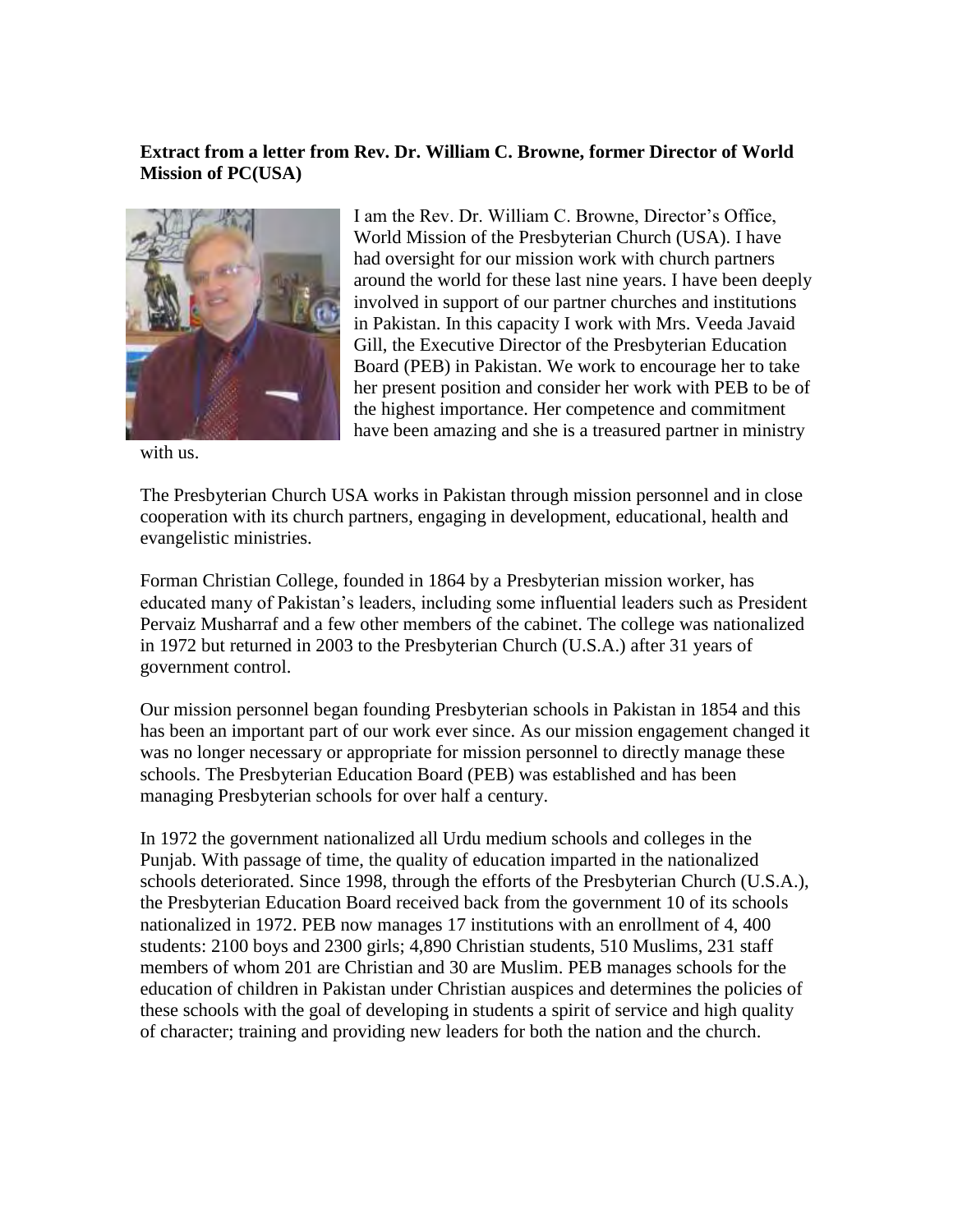**Extract from a letter from Rev. Dr. William C. Browne, former Director of World Mission of PC(USA)**

I am the Rev. Dr. William C. Browne, Director's Office, World Mission of the Presbyterian Church (USA). I have had oversight for our mission work with church partners around the world for these last nine years. I have been deeply involved in support of our partner churches and institutions in Pakistan. In this capacity I work with Mrs. Veeda Javaid Gill, the Executive Director of the Presbyterian Education Board (PEB) in Pakistan. We work to encourage her to take her present position and consider her work with PEB to be of the highest importance. Her competence and commitment have been amazing and she is a treasured partner in ministry with us.

The Presbyterian Church USA works in Pakistan through mission personnel and in close cooperation with its church partners, engaging in development, educational, health and evangelistic ministries.

Forman Christian College, founded in 1864 by a Presbyterian mission worker, has educated many of Pakistan's leaders, including some influential leaders such as President Pervaiz Musharraf and a few other members of the cabinet. The college was nationalized in 1972 but returned in 2003 to the Presbyterian Church (U.S.A.) after 31 years of government control.

Our mission personnel began founding Presbyterian schools in Pakistan in 1854 and this has been an important part of our work ever since. As our mission engagement changed it was no longer necessary or appropriate for mission personnel to directly manage these schools. The Presbyterian Education Board (PEB) was established and has been managing Presbyterian schools for over half a century.

In 1972 the government nationalized all Urdu medium schools and colleges in the Punjab. With passage of time, the quality of education imparted in the nationalized schools deteriorated. Since 1998, through the efforts of the Presbyterian Church (U.S.A.), the Presbyterian Education Board received back from the government 10 of its schools nationalized in 1972. PEB now manages 17 institutions with an enrollment of 4, 400 students: 2100 boys and 2300 girls; 4,890 Christian students, 510 Muslims, 231 staff members of whom 201 are Christian and 30 are Muslim. PEB manages schools for the education of children in Pakistan under Christian auspices and determines the policies of these schools with the goal of developing in students a spirit of service and high quality of character; training and providing new leaders for both the nation and the church.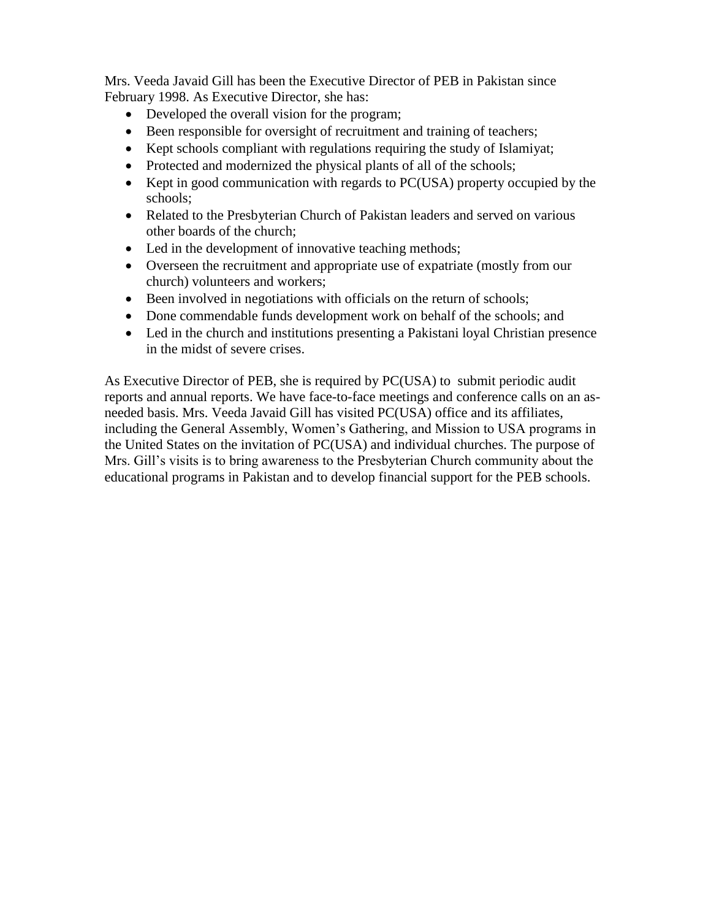Mrs. Veeda Javaid Gill has been the Executive Director of PEB in Pakistan since February 1998. As Executive Director, she has:

- Developed the overall vision for the program;
- Been responsible for oversight of recruitment and training of teachers;
- Kept schools compliant with regulations requiring the study of Islamiyat;
- Protected and modernized the physical plants of all of the schools;
- Kept in good communication with regards to PC(USA) property occupied by the schools;
- Related to the Presbyterian Church of Pakistan leaders and served on various other boards of the church;
- Led in the development of innovative teaching methods;
- Overseen the recruitment and appropriate use of expatriate (mostly from our church) volunteers and workers;
- Been involved in negotiations with officials on the return of schools;
- Done commendable funds development work on behalf of the schools; and
- Led in the church and institutions presenting a Pakistani loyal Christian presence in the midst of severe crises.

As Executive Director of PEB, she is required by PC(USA) to submit periodic audit reports and annual reports. We have face-to-face meetings and conference calls on an as-needed basis. Mrs. Veeda Javaid Gill has visited PC(USA) office and its affiliates, including the General Assembly, Women's Gathering, and Mission to USA programs in the United States on the invitation of PC(USA) and individual churches. The purpose of Mrs. Gill's visits is to bring awareness to the Presbyterian Church community about the educational programs in Pakistan and to develop financial support for the PEB schools.